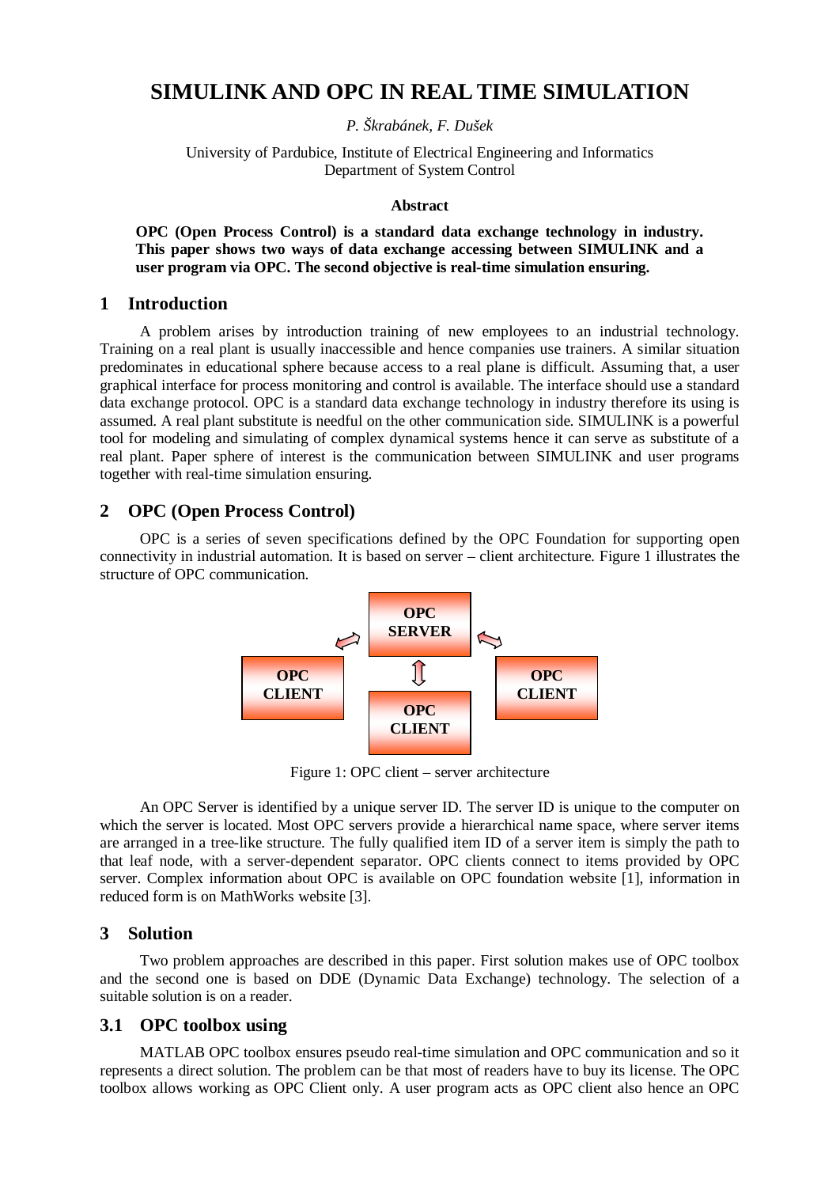# SIMULINK AND OPC IN REAL TIME SIMULATION

*P. Škrabánek, F. Dušek*

University of Pardubice, Institute of Electrical Engineering and Informatics
Department of System Control

### Abstract

**OPC (Open Process Control) is a standard data exchange technology in industry. This paper shows two ways of data exchange accessing between SIMULINK and a user program via OPC. The second objective is real-time simulation ensuring.**

## 1 Introduction

A problem arises by introduction training of new employees to an industrial technology. Training on a real plant is usually inaccessible and hence companies use trainers. A similar situation predominates in educational sphere because access to a real plane is difficult. Assuming that, a user graphical interface for process monitoring and control is available. The interface should use a standard data exchange protocol. OPC is a standard data exchange technology in industry therefore its using is assumed. A real plant substitute is needful on the other communication side. SIMULINK is a powerful tool for modeling and simulating of complex dynamical systems hence it can serve as substitute of a real plant. Paper sphere of interest is the communication between SIMULINK and user programs together with real-time simulation ensuring.

## 2 OPC (Open Process Control)

OPC is a series of seven specifications defined by the OPC Foundation for supporting open connectivity in industrial automation. It is based on server – client architecture. Figure 1 illustrates the structure of OPC communication.

OPC SERVER

OPC CLIENT | OPC CLIENT | OPC CLIENT

Figure 1: OPC client – server architecture

An OPC Server is identified by a unique server ID. The server ID is unique to the computer on which the server is located. Most OPC servers provide a hierarchical name space, where server items are arranged in a tree-like structure. The fully qualified item ID of a server item is simply the path to that leaf node, with a server-dependent separator. OPC clients connect to items provided by OPC server. Complex information about OPC is available on OPC foundation website [1], information in reduced form is on MathWorks website [3].

## 3 Solution

Two problem approaches are described in this paper. First solution makes use of OPC toolbox and the second one is based on DDE (Dynamic Data Exchange) technology. The selection of a suitable solution is on a reader.

### 3.1 OPC toolbox using

MATLAB OPC toolbox ensures pseudo real-time simulation and OPC communication and so it represents a direct solution. The problem can be that most of readers have to buy its license. The OPC toolbox allows working as OPC Client only. A user program acts as OPC client also hence an OPC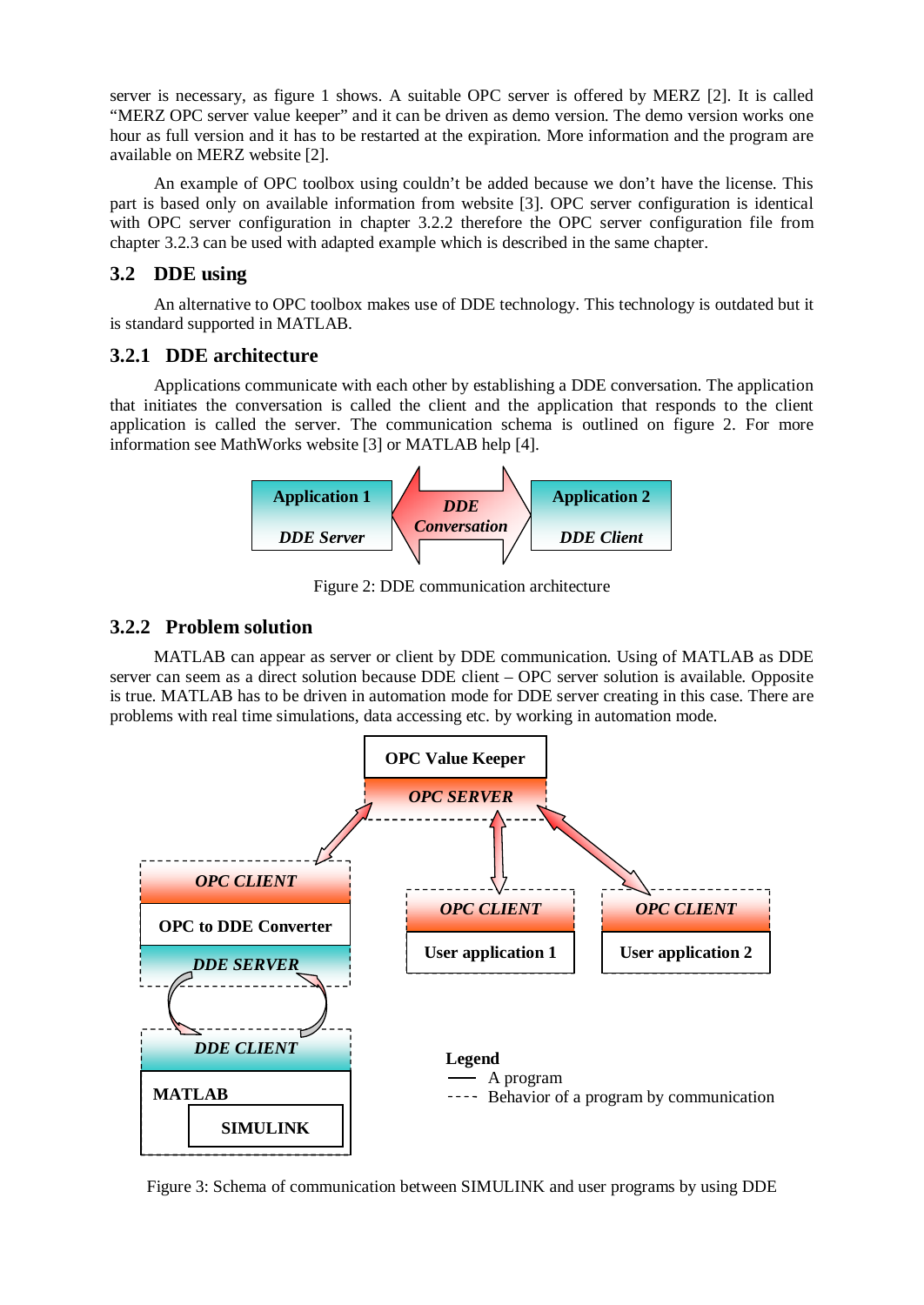server is necessary, as figure 1 shows. A suitable OPC server is offered by MERZ [2]. It is called "MERZ OPC server value keeper" and it can be driven as demo version. The demo version works one hour as full version and it has to be restarted at the expiration. More information and the program are available on MERZ website [2].

An example of OPC toolbox using couldn't be added because we don't have the license. This part is based only on available information from website [3]. OPC server configuration is identical with OPC server configuration in chapter 3.2.2 therefore the OPC server configuration file from chapter 3.2.3 can be used with adapted example which is described in the same chapter.

## 3.2 DDE using

An alternative to OPC toolbox makes use of DDE technology. This technology is outdated but it is standard supported in MATLAB.

### 3.2.1 DDE architecture

Applications communicate with each other by establishing a DDE conversation. The application that initiates the conversation is called the client and the application that responds to the client application is called the server. The communication schema is outlined on figure 2. For more information see MathWorks website [3] or MATLAB help [4].

Figure 2: DDE communication architecture

### 3.2.2 Problem solution

MATLAB can appear as server or client by DDE communication. Using of MATLAB as DDE server can seem as a direct solution because DDE client – OPC server solution is available. Opposite is true. MATLAB has to be driven in automation mode for DDE server creating in this case. There are problems with real time simulations, data accessing etc. by working in automation mode.

Figure 3: Schema of communication between SIMULINK and user programs by using DDE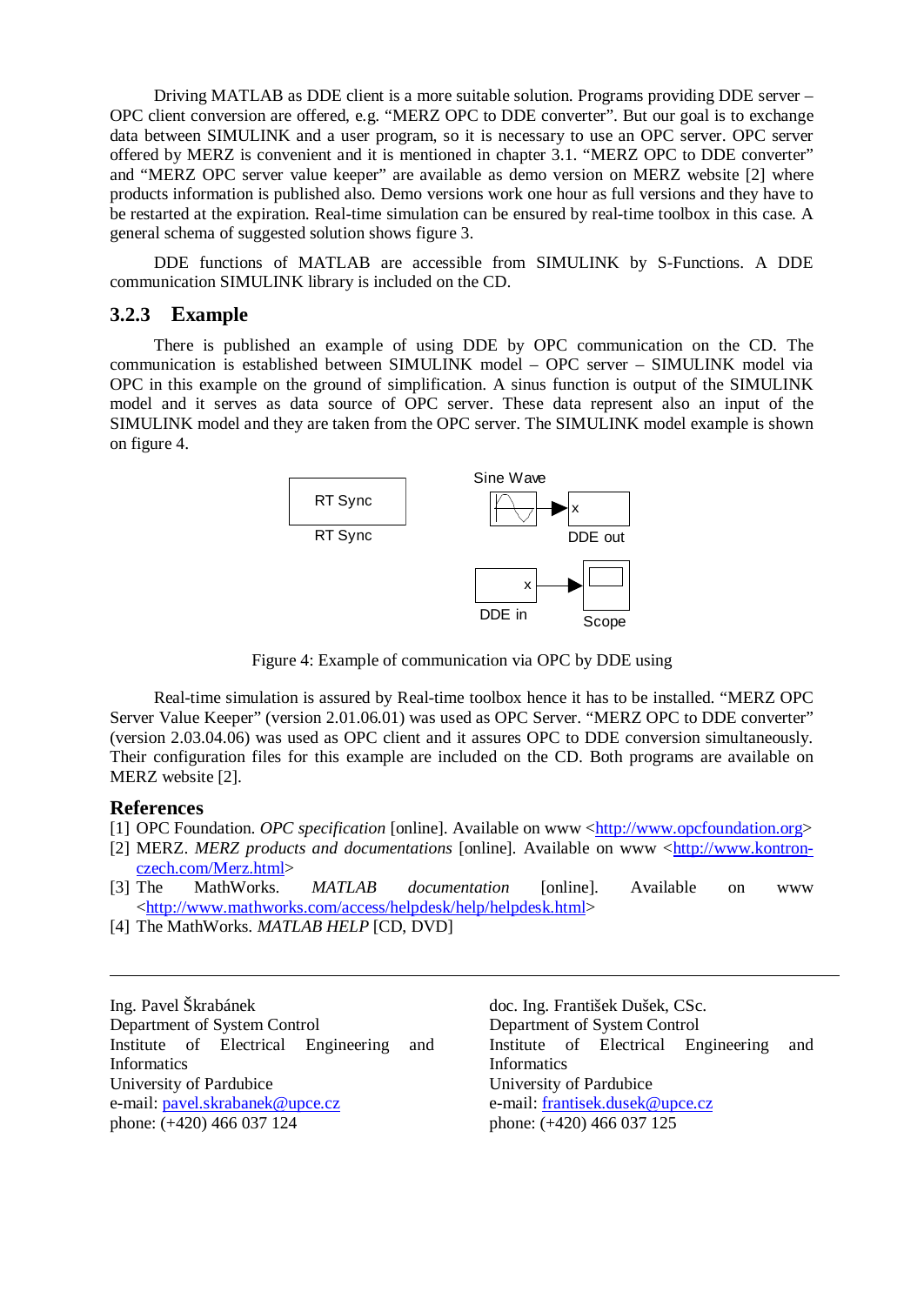Driving MATLAB as DDE client is a more suitable solution. Programs providing DDE server – OPC client conversion are offered, e.g. “MERZ OPC to DDE converter”. But our goal is to exchange data between SIMULINK and a user program, so it is necessary to use an OPC server. OPC server offered by MERZ is convenient and it is mentioned in chapter 3.1. “MERZ OPC to DDE converter” and “MERZ OPC server value keeper” are available as demo version on MERZ website [2] where products information is published also. Demo versions work one hour as full versions and they have to be restarted at the expiration. Real-time simulation can be ensured by real-time toolbox in this case. A general schema of suggested solution shows figure 3.

DDE functions of MATLAB are accessible from SIMULINK by S-Functions. A DDE communication SIMULINK library is included on the CD.

### 3.2.3 Example

There is published an example of using DDE by OPC communication on the CD. The communication is established between SIMULINK model – OPC server – SIMULINK model via OPC in this example on the ground of simplification. A sinus function is output of the SIMULINK model and it serves as data source of OPC server. These data represent also an input of the SIMULINK model and they are taken from the OPC server. The SIMULINK model example is shown on figure 4.

RT Sync

RT Sync

Sine Wave

x

DDE out

x

DDE in

Scope

Figure 4: Example of communication via OPC by DDE using

Real-time simulation is assured by Real-time toolbox hence it has to be installed. “MERZ OPC Server Value Keeper” (version 2.01.06.01) was used as OPC Server. “MERZ OPC to DDE converter” (version 2.03.04.06) was used as OPC client and it assures OPC to DDE conversion simultaneously. Their configuration files for this example are included on the CD. Both programs are available on MERZ website [2].

## References

[1] OPC Foundation. *OPC specification* [online]. Available on www <http://www.opcfoundation.org>

[2] MERZ. *MERZ products and documentations* [online]. Available on www <http://www.kontron-czech.com/Merz.html>

[3] The MathWorks. *MATLAB documentation* [online]. Available on www <http://www.mathworks.com/access/helpdesk/help/helpdesk.html>

[4] The MathWorks. *MATLAB HELP* [CD, DVD]

---

Ing. Pavel Škrabánek
Department of System Control
Institute of Electrical Engineering and Informatics
University of Pardubice
e-mail: pavel.skrabanek@upce.cz
phone: (+420) 466 037 124

doc. Ing. František Dušek, CSc.
Department of System Control
Institute of Electrical Engineering and Informatics
University of Pardubice
e-mail: frantisek.dusek@upce.cz
phone: (+420) 466 037 125